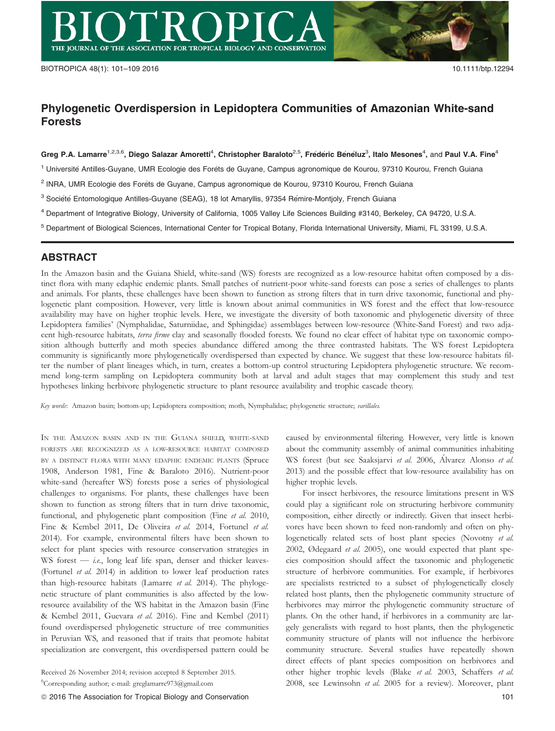# Phylogenetic Overdispersion in Lepidoptera Communities of Amazonian White-sand Forests

**Greg P.A. Lamarre[1,2,3,6], Diego Salazar Amoretti[4], Christopher Baraloto[2,5], Frédéric Bénéluz[3], Italo Mesones[4], and Paul V.A. Fine[4]**

[1] Université Antilles-Guyane, UMR Ecologie des Forêts de Guyane, Campus agronomique de Kourou, 97310 Kourou, French Guiana

[2] INRA, UMR Ecologie des Forêts de Guyane, Campus agronomique de Kourou, 97310 Kourou, French Guiana

[3] Société Entomologique Antilles-Guyane (SEAG), 18 lot Amaryllis, 97354 Rémire-Montjoly, French Guiana

[4] Department of Integrative Biology, University of California, 1005 Valley Life Sciences Building #3140, Berkeley, CA 94720, U.S.A.

[5] Department of Biological Sciences, International Center for Tropical Botany, Florida International University, Miami, FL 33199, U.S.A.

## ABSTRACT

In the Amazon basin and the Guiana Shield, white-sand (WS) forests are recognized as a low-resource habitat often composed by a distinct flora with many edaphic endemic plants. Small patches of nutrient-poor white-sand forests can pose a series of challenges to plants and animals. For plants, these challenges have been shown to function as strong filters that in turn drive taxonomic, functional and phylogenetic plant composition. However, very little is known about animal communities in WS forest and the effect that low-resource availability may have on higher trophic levels. Here, we investigate the diversity of both taxonomic and phylogenetic diversity of three Lepidoptera families' (Nymphalidae, Saturniidae, and Sphingidae) assemblages between low-resource (White-Sand Forest) and two adjacent high-resource habitats, *terra firme* clay and seasonally flooded forests. We found no clear effect of habitat type on taxonomic composition although butterfly and moth species abundance differed among the three contrasted habitats. The WS forest Lepidoptera community is significantly more phylogenetically overdispersed than expected by chance. We suggest that these low-resource habitats filter the number of plant lineages which, in turn, creates a bottom-up control structuring Lepidoptera phylogenetic structure. We recommend long-term sampling on Lepidoptera community both at larval and adult stages that may complement this study and test hypotheses linking herbivore phylogenetic structure to plant resource availability and trophic cascade theory.

*Key words*: Amazon basin; bottom-up; Lepidoptera composition; moth, Nymphalidae; phylogenetic structure; *varillales.*

In the Amazon basin and in the Guiana shield, white-sand forests are recognized as a low-resource habitat composed by a distinct flora with many edaphic endemic plants (Spruce 1908, Anderson 1981, Fine & Baraloto 2016). Nutrient-poor white-sand (hereafter WS) forests pose a series of physiological challenges to organisms. For plants, these challenges have been shown to function as strong filters that in turn drive taxonomic, functional, and phylogenetic plant composition (Fine *et al.* 2010, Fine & Kembel 2011, De Oliveira *et al.* 2014, Fortunel *et al.* 2014). For example, environmental filters have been shown to select for plant species with resource conservation strategies in WS forest — *i.e.*, long leaf life span, denser and thicker leaves- (Fortunel *et al.* 2014) in addition to lower leaf production rates than high-resource habitats (Lamarre *et al.* 2014). The phylogenetic structure of plant communities is also affected by the low-resource availability of the WS habitat in the Amazon basin (Fine & Kembel 2011, Guevara *et al.* 2016). Fine and Kembel (2011) found overdispersed phylogenetic structure of tree communities in Peruvian WS, and reasoned that if traits that promote habitat specialization are convergent, this overdispersed pattern could be caused by environmental filtering. However, very little is known about the community assembly of animal communities inhabiting WS forest (but see Saaksjarvi *et al.* 2006, Álvarez Alonso *et al.* 2013) and the possible effect that low-resource availability has on higher trophic levels.

For insect herbivores, the resource limitations present in WS could play a significant role on structuring herbivore community composition, either directly or indirectly. Given that insect herbivores have been shown to feed non-randomly and often on phylogenetically related sets of host plant species (Novotny *et al.* 2002, Ødegaard *et al.* 2005), one would expected that plant species composition should affect the taxonomic and phylogenetic structure of herbivore communities. For example, if herbivores are specialists restricted to a subset of phylogenetically closely related host plants, then the phylogenetic community structure of herbivores may mirror the phylogenetic community structure of plants. On the other hand, if herbivores in a community are largely generalists with regard to host plants, then the phylogenetic community structure of plants will not influence the herbivore community structure. Several studies have repeatedly shown direct effects of plant species composition on herbivores and other higher trophic levels (Blake *et al.* 2003, Schaffers *et al.* 2008, see Lewinsohn *et al.* 2005 for a review). Moreover, plant

Received 26 November 2014; revision accepted 8 September 2015.

[6]Corresponding author; e-mail: greglamarre973@gmail.com

© 2016 The Association for Tropical Biology and Conservation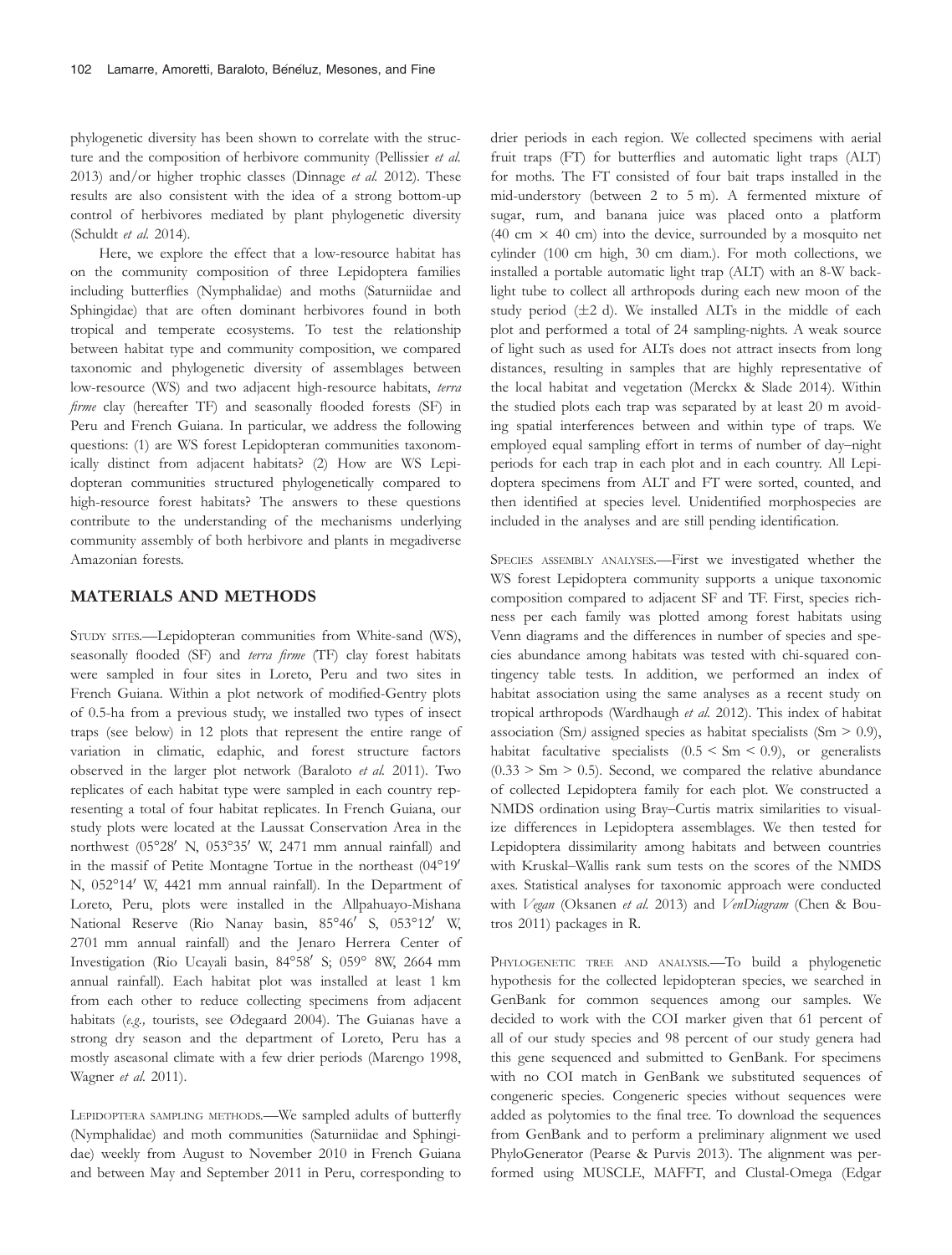phylogenetic diversity has been shown to correlate with the structure and the composition of herbivore community (Pellissier *et al.* 2013) and/or higher trophic classes (Dinnage *et al.* 2012). These results are also consistent with the idea of a strong bottom-up control of herbivores mediated by plant phylogenetic diversity (Schuldt *et al.* 2014).

Here, we explore the effect that a low-resource habitat has on the community composition of three Lepidoptera families including butterflies (Nymphalidae) and moths (Saturniidae and Sphingidae) that are often dominant herbivores found in both tropical and temperate ecosystems. To test the relationship between habitat type and community composition, we compared taxonomic and phylogenetic diversity of assemblages between low-resource (WS) and two adjacent high-resource habitats, *terra firme* clay (hereafter TF) and seasonally flooded forests (SF) in Peru and French Guiana. In particular, we address the following questions: (1) are WS forest Lepidopteran communities taxonomically distinct from adjacent habitats? (2) How are WS Lepidopteran communities structured phylogenetically compared to high-resource forest habitats? The answers to these questions contribute to the understanding of the mechanisms underlying community assembly of both herbivore and plants in megadiverse Amazonian forests.

## MATERIALS AND METHODS

STUDY SITES.—Lepidopteran communities from White-sand (WS), seasonally flooded (SF) and *terra firme* (TF) clay forest habitats were sampled in four sites in Loreto, Peru and two sites in French Guiana. Within a plot network of modified-Gentry plots of 0.5-ha from a previous study, we installed two types of insect traps (see below) in 12 plots that represent the entire range of variation in climatic, edaphic, and forest structure factors observed in the larger plot network (Baraloto *et al.* 2011). Two replicates of each habitat type were sampled in each country representing a total of four habitat replicates. In French Guiana, our study plots were located at the Laussat Conservation Area in the northwest (05°28′ N, 053°35′ W, 2471 mm annual rainfall) and in the massif of Petite Montagne Tortue in the northeast (04°19′ N, 052°14′ W, 4421 mm annual rainfall). In the Department of Loreto, Peru, plots were installed in the Allpahuayo-Mishana National Reserve (Rio Nanay basin, 85°46′ S, 053°12′ W, 2701 mm annual rainfall) and the Jenaro Herrera Center of Investigation (Rio Ucayali basin, 84°58′ S; 059° 8W, 2664 mm annual rainfall). Each habitat plot was installed at least 1 km from each other to reduce collecting specimens from adjacent habitats (*e.g.,* tourists, see Ødegaard 2004). The Guianas have a strong dry season and the department of Loreto, Peru has a mostly aseasonal climate with a few drier periods (Marengo 1998, Wagner *et al.* 2011).

LEPIDOPTERA SAMPLING METHODS.—We sampled adults of butterfly (Nymphalidae) and moth communities (Saturniidae and Sphingidae) weekly from August to November 2010 in French Guiana and between May and September 2011 in Peru, corresponding to drier periods in each region. We collected specimens with aerial fruit traps (FT) for butterflies and automatic light traps (ALT) for moths. The FT consisted of four bait traps installed in the mid-understory (between 2 to 5 m). A fermented mixture of sugar, rum, and banana juice was placed onto a platform (40 cm × 40 cm) into the device, surrounded by a mosquito net cylinder (100 cm high, 30 cm diam.). For moth collections, we installed a portable automatic light trap (ALT) with an 8-W backlight tube to collect all arthropods during each new moon of the study period (±2 d). We installed ALTs in the middle of each plot and performed a total of 24 sampling-nights. A weak source of light such as used for ALTs does not attract insects from long distances, resulting in samples that are highly representative of the local habitat and vegetation (Merckx & Slade 2014). Within the studied plots each trap was separated by at least 20 m avoiding spatial interferences between and within type of traps. We employed equal sampling effort in terms of number of day–night periods for each trap in each plot and in each country. All Lepidoptera specimens from ALT and FT were sorted, counted, and then identified at species level. Unidentified morphospecies are included in the analyses and are still pending identification.

SPECIES ASSEMBLY ANALYSES.—First we investigated whether the WS forest Lepidoptera community supports a unique taxonomic composition compared to adjacent SF and TF. First, species richness per each family was plotted among forest habitats using Venn diagrams and the differences in number of species and species abundance among habitats was tested with chi-squared contingency table tests. In addition, we performed an index of habitat association using the same analyses as a recent study on tropical arthropods (Wardhaugh *et al.* 2012). This index of habitat association (Sm*)* assigned species as habitat specialists (Sm > 0.9), habitat facultative specialists (0.5 < Sm < 0.9), or generalists (0.33 > Sm > 0.5). Second, we compared the relative abundance of collected Lepidoptera family for each plot. We constructed a NMDS ordination using Bray–Curtis matrix similarities to visualize differences in Lepidoptera assemblages. We then tested for Lepidoptera dissimilarity among habitats and between countries with Kruskal–Wallis rank sum tests on the scores of the NMDS axes. Statistical analyses for taxonomic approach were conducted with *Vegan* (Oksanen *et al.* 2013) and *VenDiagram* (Chen & Boutros 2011) packages in R.

PHYLOGENETIC TREE AND ANALYSIS.—To build a phylogenetic hypothesis for the collected lepidopteran species, we searched in GenBank for common sequences among our samples. We decided to work with the COI marker given that 61 percent of all of our study species and 98 percent of our study genera had this gene sequenced and submitted to GenBank. For specimens with no COI match in GenBank we substituted sequences of congeneric species. Congeneric species without sequences were added as polytomies to the final tree. To download the sequences from GenBank and to perform a preliminary alignment we used PhyloGenerator (Pearse & Purvis 2013). The alignment was performed using MUSCLE, MAFFT, and Clustal-Omega (Edgar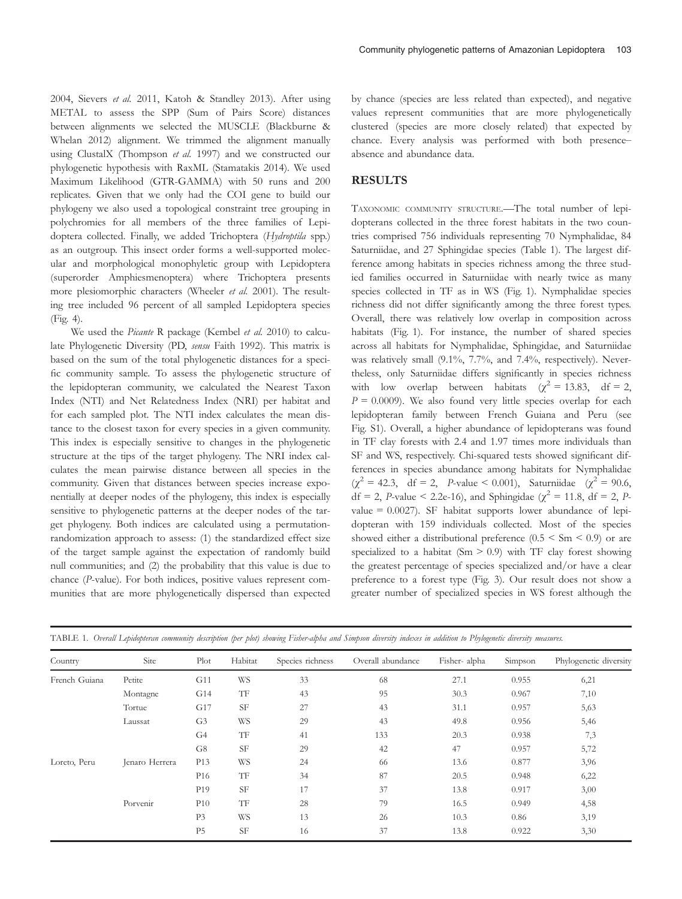2004, Sievers *et al.* 2011, Katoh & Standley 2013). After using METAL to assess the SPP (Sum of Pairs Score) distances between alignments we selected the MUSCLE (Blackburne & Whelan 2012) alignment. We trimmed the alignment manually using ClustalX (Thompson *et al.* 1997) and we constructed our phylogenetic hypothesis with RaxML (Stamatakis 2014). We used Maximum Likelihood (GTR-GAMMA) with 50 runs and 200 replicates. Given that we only had the COI gene to build our phylogeny we also used a topological constraint tree grouping in polychromies for all members of the three families of Lepidoptera collected. Finally, we added Trichoptera (*Hydroptila* spp.) as an outgroup. This insect order forms a well-supported molecular and morphological monophyletic group with Lepidoptera (superorder Amphiesmenoptera) where Trichoptera presents more plesiomorphic characters (Wheeler *et al.* 2001). The resulting tree included 96 percent of all sampled Lepidoptera species (Fig. 4).

We used the *Picante* R package (Kembel *et al.* 2010) to calculate Phylogenetic Diversity (PD, *sensu* Faith 1992). This matrix is based on the sum of the total phylogenetic distances for a specific community sample. To assess the phylogenetic structure of the lepidopteran community, we calculated the Nearest Taxon Index (NTI) and Net Relatedness Index (NRI) per habitat and for each sampled plot. The NTI index calculates the mean distance to the closest taxon for every species in a given community. This index is especially sensitive to changes in the phylogenetic structure at the tips of the target phylogeny. The NRI index calculates the mean pairwise distance between all species in the community. Given that distances between species increase exponentially at deeper nodes of the phylogeny, this index is especially sensitive to phylogenetic patterns at the deeper nodes of the target phylogeny. Both indices are calculated using a permutation-randomization approach to assess: (1) the standardized effect size of the target sample against the expectation of randomly build null communities; and (2) the probability that this value is due to chance (*P*-value). For both indices, positive values represent communities that are more phylogenetically dispersed than expected by chance (species are less related than expected), and negative values represent communities that are more phylogenetically clustered (species are more closely related) that expected by chance. Every analysis was performed with both presence–absence and abundance data.

## RESULTS

TAXONOMIC COMMUNITY STRUCTURE.—The total number of lepidopterans collected in the three forest habitats in the two countries comprised 756 individuals representing 70 Nymphalidae, 84 Saturniidae, and 27 Sphingidae species (Table 1). The largest difference among habitats in species richness among the three studied families occurred in Saturniidae with nearly twice as many species collected in TF as in WS (Fig. 1). Nymphalidae species richness did not differ significantly among the three forest types. Overall, there was relatively low overlap in composition across habitats (Fig. 1). For instance, the number of shared species across all habitats for Nymphalidae, Sphingidae, and Saturniidae was relatively small (9.1%, 7.7%, and 7.4%, respectively). Nevertheless, only Saturniidae differs significantly in species richness with low overlap between habitats ($\chi^2 = 13.83$, df = 2, $P = 0.0009$). We also found very little species overlap for each lepidopteran family between French Guiana and Peru (see Fig. S1). Overall, a higher abundance of lepidopterans was found in TF clay forests with 2.4 and 1.97 times more individuals than SF and WS, respectively. Chi-squared tests showed significant differences in species abundance among habitats for Nymphalidae ($\chi^2 = 42.3$, df = 2, *P*-value < 0.001), Saturniidae ($\chi^2 = 90.6$, df = 2, *P*-value < 2.2e-16), and Sphingidae ($\chi^2 = 11.8$, df = 2, *P*-value = 0.0027). SF habitat supports lower abundance of lepidopteran with 159 individuals collected. Most of the species showed either a distributional preference (0.5 < Sm < 0.9) or are specialized to a habitat (Sm > 0.9) with TF clay forest showing the greatest percentage of species specialized and/or have a clear preference to a forest type (Fig. 3). Our result does not show a greater number of specialized species in WS forest although the

TABLE 1. *Overall Lepidopteran community description (per plot) showing Fisher-alpha and Simpson diversity indexes in addition to Phylogenetic diversity measures.*

| Country | Site | Plot | Habitat | Species richness | Overall abundance | Fisher- alpha | Simpson | Phylogenetic diversity |
|---|---|---|---|---|---|---|---|---|
| French Guiana | Petite | G11 | WS | 33 | 68 | 27.1 | 0.955 | 6,21 |
| | Montagne | G14 | TF | 43 | 95 | 30.3 | 0.967 | 7,10 |
| | Tortue | G17 | SF | 27 | 43 | 31.1 | 0.957 | 5,63 |
| | Laussat | G3 | WS | 29 | 43 | 49.8 | 0.956 | 5,46 |
| | | G4 | TF | 41 | 133 | 20.3 | 0.938 | 7,3 |
| | | G8 | SF | 29 | 42 | 47 | 0.957 | 5,72 |
| Loreto, Peru | Jenaro Herrera | P13 | WS | 24 | 66 | 13.6 | 0.877 | 3,96 |
| | | P16 | TF | 34 | 87 | 20.5 | 0.948 | 6,22 |
| | | P19 | SF | 17 | 37 | 13.8 | 0.917 | 3,00 |
| | Porvenir | P10 | TF | 28 | 79 | 16.5 | 0.949 | 4,58 |
| | | P3 | WS | 13 | 26 | 10.3 | 0.86 | 3,19 |
| | | P5 | SF | 16 | 37 | 13.8 | 0.922 | 3,30 |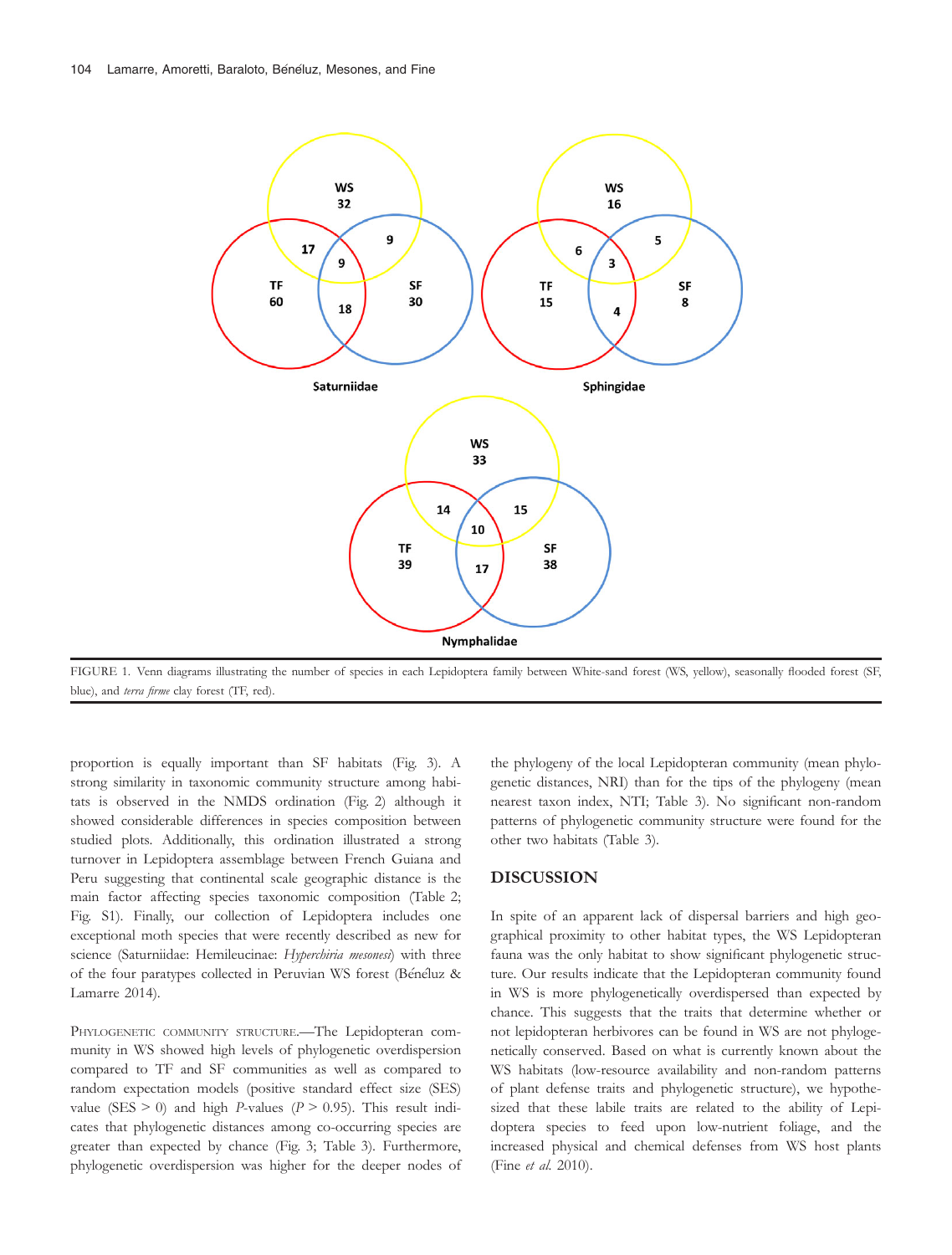FIGURE 1. Venn diagrams illustrating the number of species in each Lepidoptera family between White-sand forest (WS, yellow), seasonally flooded forest (SF, blue), and *terra firme* clay forest (TF, red).

proportion is equally important than SF habitats (Fig. 3). A strong similarity in taxonomic community structure among habitats is observed in the NMDS ordination (Fig. 2) although it showed considerable differences in species composition between studied plots. Additionally, this ordination illustrated a strong turnover in Lepidoptera assemblage between French Guiana and Peru suggesting that continental scale geographic distance is the main factor affecting species taxonomic composition (Table 2; Fig. S1). Finally, our collection of Lepidoptera includes one exceptional moth species that were recently described as new for science (Saturniidae: Hemileucinae: *Hyperchiria mesonesi*) with three of the four paratypes collected in Peruvian WS forest (Bénéluz & Lamarre 2014).

PHYLOGENETIC COMMUNITY STRUCTURE.—The Lepidopteran community in WS showed high levels of phylogenetic overdispersion compared to TF and SF communities as well as compared to random expectation models (positive standard effect size (SES) value (SES > 0) and high *P*-values (*P* > 0.95). This result indicates that phylogenetic distances among co-occurring species are greater than expected by chance (Fig. 3; Table 3). Furthermore, phylogenetic overdispersion was higher for the deeper nodes of the phylogeny of the local Lepidopteran community (mean phylogenetic distances, NRI) than for the tips of the phylogeny (mean nearest taxon index, NTI; Table 3). No significant non-random patterns of phylogenetic community structure were found for the other two habitats (Table 3).

## DISCUSSION

In spite of an apparent lack of dispersal barriers and high geographical proximity to other habitat types, the WS Lepidopteran fauna was the only habitat to show significant phylogenetic structure. Our results indicate that the Lepidopteran community found in WS is more phylogenetically overdispersed than expected by chance. This suggests that the traits that determine whether or not lepidopteran herbivores can be found in WS are not phylogenetically conserved. Based on what is currently known about the WS habitats (low-resource availability and non-random patterns of plant defense traits and phylogenetic structure), we hypothesized that these labile traits are related to the ability of Lepidoptera species to feed upon low-nutrient foliage, and the increased physical and chemical defenses from WS host plants (Fine *et al.* 2010).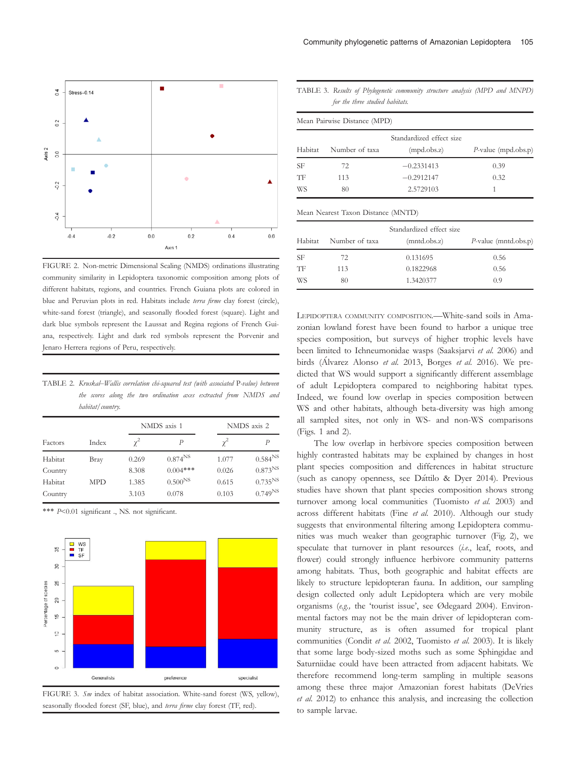FIGURE 2. Non-metric Dimensional Scaling (NMDS) ordinations illustrating community similarity in Lepidoptera taxonomic composition among plots of different habitats, regions, and countries. French Guiana plots are colored in blue and Peruvian plots in red. Habitats include *terra firme* clay forest (circle), white-sand forest (triangle), and seasonally flooded forest (square). Light and dark blue symbols represent the Laussat and Regina regions of French Guiana, respectively. Light and dark red symbols represent the Porvenir and Jenaro Herrera regions of Peru, respectively.

TABLE 2. *Kruskal–Wallis correlation chi-squared test (with associated* P*-value) between the scores along the two ordination axes extracted from NMDS and habitat/country.*

| Factors | Index | NMDS axis 1 | | NMDS axis 2 | |
|---|---|---|---|---|---|
| | | $\chi^2$ | *P* | $\chi^2$ | *P* |
| Habitat | Bray | 0.269 | 0.874[NS] | 1.077 | 0.584[NS] |
| Country | | 8.308 | 0.004*** | 0.026 | 0.873[NS] |
| Habitat | MPD | 1.385 | 0.500[NS] | 0.615 | 0.735[NS] |
| Country | | 3.103 | 0.078 | 0.103 | 0.749[NS] |

*** $P<0.01$ significant ., NS. not significant.

FIGURE 3. *Sm* index of habitat association. White-sand forest (WS, yellow), seasonally flooded forest (SF, blue), and *terra firme* clay forest (TF, red).

TABLE 3. *Results of Phylogenetic community structure analysis (MPD and MNPD) for the three studied habitats.*

Mean Pairwise Distance (MPD)

| Habitat | Number of taxa | Standardized effect size (mpd.obs.z) | *P*-value (mpd.obs.p) |
|---|---|---|---|
| SF | 72 | −0.2331413 | 0.39 |
| TF | 113 | −0.2912147 | 0.32 |
| WS | 80 | 2.5729103 | 1 |

Mean Nearest Taxon Distance (MNTD)

| Habitat | Number of taxa | Standardized effect size (mntd.obs.z) | *P*-value (mntd.obs.p) |
|---|---|---|---|
| SF | 72 | 0.131695 | 0.56 |
| TF | 113 | 0.1822968 | 0.56 |
| WS | 80 | 1.3420377 | 0.9 |

LEPIDOPTERA COMMUNITY COMPOSITION.—White-sand soils in Amazonian lowland forest have been found to harbor a unique tree species composition, but surveys of higher trophic levels have been limited to Ichneumonidae wasps (Saaksjarvi *et al.* 2006) and birds (Álvarez Alonso *et al.* 2013, Borges *et al.* 2016). We predicted that WS would support a significantly different assemblage of adult Lepidoptera compared to neighboring habitat types. Indeed, we found low overlap in species composition between WS and other habitats, although beta-diversity was high among all sampled sites, not only in WS- and non-WS comparisons (Figs. 1 and 2).

The low overlap in herbivore species composition between highly contrasted habitats may be explained by changes in host plant species composition and differences in habitat structure (such as canopy openness, see Dáttilo & Dyer 2014). Previous studies have shown that plant species composition shows strong turnover among local communities (Tuomisto *et al.* 2003) and across different habitats (Fine *et al.* 2010). Although our study suggests that environmental filtering among Lepidoptera communities was much weaker than geographic turnover (Fig. 2), we speculate that turnover in plant resources (*i.e.*, leaf, roots, and flower) could strongly influence herbivore community patterns among habitats. Thus, both geographic and habitat effects are likely to structure lepidopteran fauna. In addition, our sampling design collected only adult Lepidoptera which are very mobile organisms (*e.g.,* the 'tourist issue', see Ødegaard 2004). Environmental factors may not be the main driver of lepidopteran community structure, as is often assumed for tropical plant communities (Condit *et al.* 2002, Tuomisto *et al.* 2003). It is likely that some large body-sized moths such as some Sphingidae and Saturniidae could have been attracted from adjacent habitats. We therefore recommend long-term sampling in multiple seasons among these three major Amazonian forest habitats (DeVries *et al.* 2012) to enhance this analysis, and increasing the collection to sample larvae.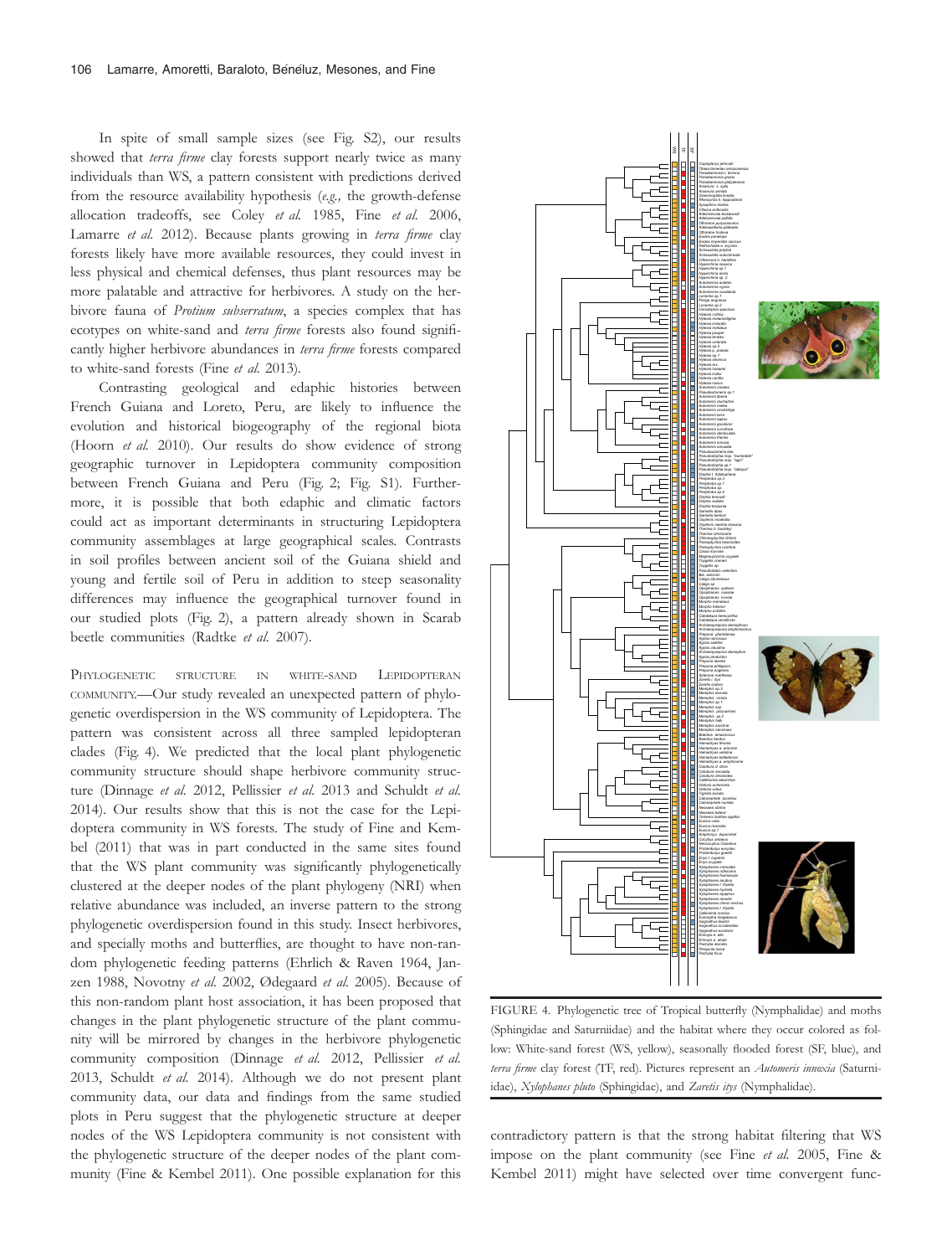In spite of small sample sizes (see Fig. S2), our results showed that *terra firme* clay forests support nearly twice as many individuals than WS, a pattern consistent with predictions derived from the resource availability hypothesis (*e.g.,* the growth-defense allocation tradeoffs, see Coley *et al.* 1985, Fine *et al.* 2006, Lamarre *et al.* 2012). Because plants growing in *terra firme* clay forests likely have more available resources, they could invest in less physical and chemical defenses, thus plant resources may be more palatable and attractive for herbivores. A study on the herbivore fauna of *Protium subserratum*, a species complex that has ecotypes on white-sand and *terra firme* forests also found significantly higher herbivore abundances in *terra firme* forests compared to white-sand forests (Fine *et al.* 2013).

Contrasting geological and edaphic histories between French Guiana and Loreto, Peru, are likely to influence the evolution and historical biogeography of the regional biota (Hoorn *et al.* 2010). Our results do show evidence of strong geographic turnover in Lepidoptera community composition between French Guiana and Peru (Fig. 2; Fig. S1). Furthermore, it is possible that both edaphic and climatic factors could act as important determinants in structuring Lepidoptera community assemblages at large geographical scales. Contrasts in soil profiles between ancient soil of the Guiana shield and young and fertile soil of Peru in addition to steep seasonality differences may influence the geographical turnover found in our studied plots (Fig. 2), a pattern already shown in Scarab beetle communities (Radtke *et al.* 2007).

Phylogenetic structure in white-sand Lepidopteran community.—Our study revealed an unexpected pattern of phylogenetic overdispersion in the WS community of Lepidoptera. The pattern was consistent across all three sampled lepidopteran clades (Fig. 4). We predicted that the local plant phylogenetic community structure should shape herbivore community structure (Dinnage *et al.* 2012, Pellissier *et al.* 2013 and Schuldt *et al.* 2014). Our results show that this is not the case for the Lepidoptera community in WS forests. The study of Fine and Kembel (2011) that was in part conducted in the same sites found that the WS plant community was significantly phylogenetically clustered at the deeper nodes of the plant phylogeny (NRI) when relative abundance was included, an inverse pattern to the strong phylogenetic overdispersion found in this study. Insect herbivores, and specially moths and butterflies, are thought to have non-random phylogenetic feeding patterns (Ehrlich & Raven 1964, Janzen 1988, Novotny *et al.* 2002, Ødegaard *et al.* 2005). Because of this non-random plant host association, it has been proposed that changes in the plant phylogenetic structure of the plant community will be mirrored by changes in the herbivore phylogenetic community composition (Dinnage *et al.* 2012, Pellissier *et al.* 2013, Schuldt *et al.* 2014). Although we do not present plant community data, our data and findings from the same studied plots in Peru suggest that the phylogenetic structure at deeper nodes of the WS Lepidoptera community is not consistent with the phylogenetic structure of the deeper nodes of the plant community (Fine & Kembel 2011). One possible explanation for this contradictory pattern is that the strong habitat filtering that WS impose on the plant community (see Fine *et al.* 2005, Fine & Kembel 2011) might have selected over time convergent func-

FIGURE 4. Phylogenetic tree of Tropical butterfly (Nymphalidae) and moths (Sphingidae and Saturniidae) and the habitat where they occur colored as follow: White-sand forest (WS, yellow), seasonally flooded forest (SF, blue), and *terra firme* clay forest (TF, red). Pictures represent an *Automeris innoxia* (Saturniidae), *Xylophanes pluto* (Sphingidae), and *Zaretis itys* (Nymphalidae).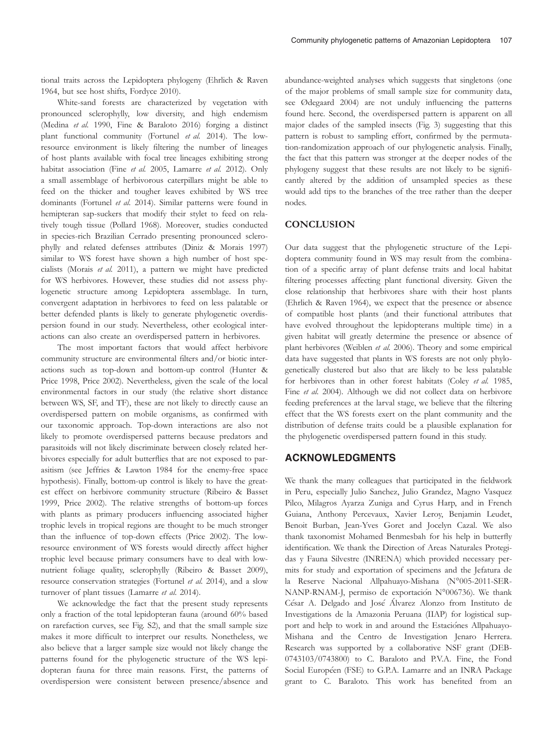tional traits across the Lepidoptera phylogeny (Ehrlich & Raven 1964, but see host shifts, Fordyce 2010).

White-sand forests are characterized by vegetation with pronounced sclerophylly, low diversity, and high endemism (Medina *et al.* 1990, Fine & Baraloto 2016) forging a distinct plant functional community (Fortunel *et al.* 2014). The low-resource environment is likely filtering the number of lineages of host plants available with focal tree lineages exhibiting strong habitat association (Fine *et al.* 2005, Lamarre *et al.* 2012). Only a small assemblage of herbivorous caterpillars might be able to feed on the thicker and tougher leaves exhibited by WS tree dominants (Fortunel *et al.* 2014). Similar patterns were found in hemipteran sap-suckers that modify their stylet to feed on relatively tough tissue (Pollard 1968). Moreover, studies conducted in species-rich Brazilian Cerrado presenting pronounced sclerophylly and related defenses attributes (Diniz & Morais 1997) similar to WS forest have shown a high number of host specialists (Morais *et al.* 2011), a pattern we might have predicted for WS herbivores. However, these studies did not assess phylogenetic structure among Lepidoptera assemblage. In turn, convergent adaptation in herbivores to feed on less palatable or better defended plants is likely to generate phylogenetic overdispersion found in our study. Nevertheless, other ecological interactions can also create an overdispersed pattern in herbivores.

The most important factors that would affect herbivore community structure are environmental filters and/or biotic interactions such as top-down and bottom-up control (Hunter & Price 1998, Price 2002). Nevertheless, given the scale of the local environmental factors in our study (the relative short distance between WS, SF, and TF), these are not likely to directly cause an overdispersed pattern on mobile organisms, as confirmed with our taxonomic approach. Top-down interactions are also not likely to promote overdispersed patterns because predators and parasitoids will not likely discriminate between closely related herbivores especially for adult butterflies that are not exposed to parasitism (see Jeffries & Lawton 1984 for the enemy-free space hypothesis). Finally, bottom-up control is likely to have the greatest effect on herbivore community structure (Ribeiro & Basset 1999, Price 2002). The relative strengths of bottom-up forces with plants as primary producers influencing associated higher trophic levels in tropical regions are thought to be much stronger than the influence of top-down effects (Price 2002). The low-resource environment of WS forests would directly affect higher trophic level because primary consumers have to deal with low-nutrient foliage quality, sclerophylly (Ribeiro & Basset 2009), resource conservation strategies (Fortunel *et al.* 2014), and a slow turnover of plant tissues (Lamarre *et al.* 2014).

We acknowledge the fact that the present study represents only a fraction of the total lepidopteran fauna (around 60% based on rarefaction curves, see Fig. S2), and that the small sample size makes it more difficult to interpret our results. Nonetheless, we also believe that a larger sample size would not likely change the patterns found for the phylogenetic structure of the WS lepidopteran fauna for three main reasons. First, the patterns of overdispersion were consistent between presence/absence and abundance-weighted analyses which suggests that singletons (one of the major problems of small sample size for community data, see Ødegaard 2004) are not unduly influencing the patterns found here. Second, the overdispersed pattern is apparent on all major clades of the sampled insects (Fig. 3) suggesting that this pattern is robust to sampling effort, confirmed by the permutation-randomization approach of our phylogenetic analysis. Finally, the fact that this pattern was stronger at the deeper nodes of the phylogeny suggest that these results are not likely to be significantly altered by the addition of unsampled species as these would add tips to the branches of the tree rather than the deeper nodes.

## CONCLUSION

Our data suggest that the phylogenetic structure of the Lepidoptera community found in WS may result from the combination of a specific array of plant defense traits and local habitat filtering processes affecting plant functional diversity. Given the close relationship that herbivores share with their host plants (Ehrlich & Raven 1964), we expect that the presence or absence of compatible host plants (and their functional attributes that have evolved throughout the lepidopterans multiple time) in a given habitat will greatly determine the presence or absence of plant herbivores (Weiblen *et al.* 2006). Theory and some empirical data have suggested that plants in WS forests are not only phylogenetically clustered but also that are likely to be less palatable for herbivores than in other forest habitats (Coley *et al.* 1985, Fine *et al.* 2004). Although we did not collect data on herbivore feeding preferences at the larval stage, we believe that the filtering effect that the WS forests exert on the plant community and the distribution of defense traits could be a plausible explanation for the phylogenetic overdispersed pattern found in this study.

## ACKNOWLEDGMENTS

We thank the many colleagues that participated in the fieldwork in Peru, especially Julio Sanchez, Julio Grandez, Magno Vasquez Pilco, Milagros Ayarza Zuniga and Cyrus Harp, and in French Guiana, Anthony Percevaux, Xavier Leroy, Benjamin Leudet, Benoit Burban, Jean-Yves Goret and Jocelyn Cazal. We also thank taxonomist Mohamed Benmesbah for his help in butterfly identification. We thank the Direction of Areas Naturales Protegidas y Fauna Silvestre (INRENA) which provided necessary permits for study and exportation of specimens and the Jefatura de la Reserve Nacional Allpahuayo-Mishana (N°005-2011-SER-NANP-RNAM-J, permiso de exportación N°006736). We thank César A. Delgado and José Álvarez Alonzo from Instituto de Investigaciones de la Amazonia Peruana (IIAP) for logistical support and help to work in and around the Estaciónes Allpahuayo-Mishana and the Centro de Investigation Jenaro Herrera. Research was supported by a collaborative NSF grant (DEB-0743103/0743800) to C. Baraloto and P.V.A. Fine, the Fond Social Européen (FSE) to G.P.A. Lamarre and an INRA Package grant to C. Baraloto. This work has benefited from an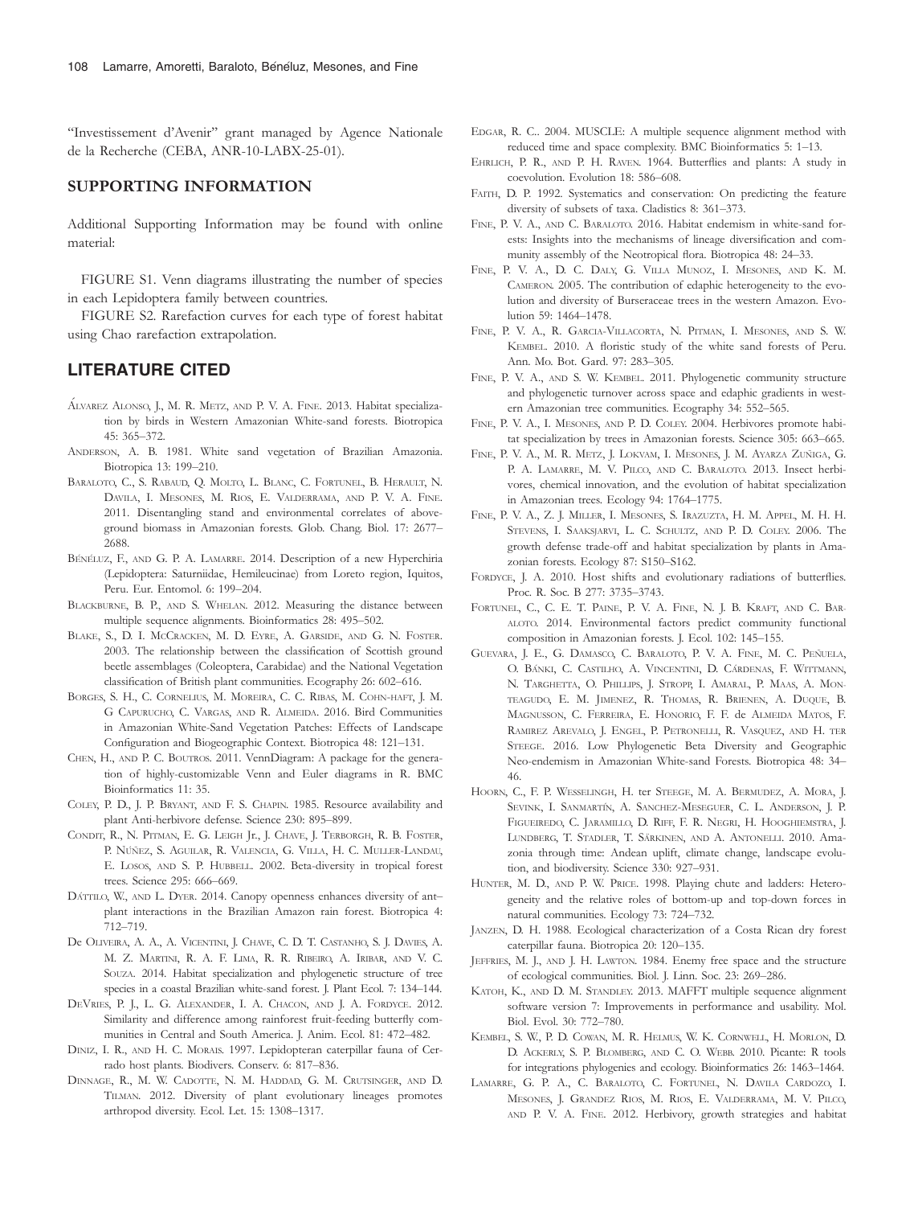"Investissement d'Avenir" grant managed by Agence Nationale de la Recherche (CEBA, ANR-10-LABX-25-01).

## SUPPORTING INFORMATION

Additional Supporting Information may be found with online material:

FIGURE S1. Venn diagrams illustrating the number of species in each Lepidoptera family between countries.

FIGURE S2. Rarefaction curves for each type of forest habitat using Chao rarefaction extrapolation.

## LITERATURE CITED

Álvarez Alonso, J., M. R. Metz, and P. V. A. Fine. 2013. Habitat specialization by birds in Western Amazonian White-sand forests. Biotropica 45: 365–372.

Anderson, A. B. 1981. White sand vegetation of Brazilian Amazonia. Biotropica 13: 199–210.

Baraloto, C., S. Rabaud, Q. Molto, L. Blanc, C. Fortunel, B. Herault, N. Davila, I. Mesones, M. Rios, E. Valderrama, and P. V. A. Fine. 2011. Disentangling stand and environmental correlates of aboveground biomass in Amazonian forests. Glob. Chang. Biol. 17: 2677–2688.

Bénéluz, F., and G. P. A. Lamarre. 2014. Description of a new Hyperchiria (Lepidoptera: Saturniidae, Hemileucinae) from Loreto region, Iquitos, Peru. Eur. Entomol. 6: 199–204.

Blackburne, B. P., and S. Whelan. 2012. Measuring the distance between multiple sequence alignments. Bioinformatics 28: 495–502.

Blake, S., D. I. McCracken, M. D. Eyre, A. Garside, and G. N. Foster. 2003. The relationship between the classification of Scottish ground beetle assemblages (Coleoptera, Carabidae) and the National Vegetation classification of British plant communities. Ecography 26: 602–616.

Borges, S. H., C. Cornelius, M. Moreira, C. C. Ribas, M. Cohn-haft, J. M. G Capurucho, C. Vargas, and R. Almeida. 2016. Bird Communities in Amazonian White-Sand Vegetation Patches: Effects of Landscape Configuration and Biogeographic Context. Biotropica 48: 121–131.

Chen, H., and P. C. Boutros. 2011. VennDiagram: A package for the generation of highly-customizable Venn and Euler diagrams in R. BMC Bioinformatics 11: 35.

Coley, P. D., J. P. Bryant, and F. S. Chapin. 1985. Resource availability and plant Anti-herbivore defense. Science 230: 895–899.

Condit, R., N. Pitman, E. G. Leigh Jr., J. Chave, J. Terborgh, R. B. Foster, P. Núñez, S. Aguilar, R. Valencia, G. Villa, H. C. Muller-Landau, E. Losos, and S. P. Hubbell. 2002. Beta-diversity in tropical forest trees. Science 295: 666–669.

Dáttilo, W., and L. Dyer. 2014. Canopy openness enhances diversity of ant–plant interactions in the Brazilian Amazon rain forest. Biotropica 4: 712–719.

De Oliveira, A. A., A. Vicentini, J. Chave, C. D. T. Castanho, S. J. Davies, A. M. Z. Martini, R. A. F. Lima, R. R. Ribeiro, A. Iribar, and V. C. Souza. 2014. Habitat specialization and phylogenetic structure of tree species in a coastal Brazilian white-sand forest. J. Plant Ecol. 7: 134–144.

DeVries, P. J., L. G. Alexander, I. A. Chacon, and J. A. Fordyce. 2012. Similarity and difference among rainforest fruit-feeding butterfly communities in Central and South America. J. Anim. Ecol. 81: 472–482.

Diniz, I. R., and H. C. Morais. 1997. Lepidopteran caterpillar fauna of Cerrado host plants. Biodivers. Conserv. 6: 817–836.

Dinnage, R., M. W. Cadotte, N. M. Haddad, G. M. Crutsinger, and D. Tilman. 2012. Diversity of plant evolutionary lineages promotes arthropod diversity. Ecol. Let. 15: 1308–1317.

Edgar, R. C.. 2004. MUSCLE: A multiple sequence alignment method with reduced time and space complexity. BMC Bioinformatics 5: 1–13.

Ehrlich, P. R., and P. H. Raven. 1964. Butterflies and plants: A study in coevolution. Evolution 18: 586–608.

Faith, D. P. 1992. Systematics and conservation: On predicting the feature diversity of subsets of taxa. Cladistics 8: 361–373.

Fine, P. V. A., and C. Baraloto. 2016. Habitat endemism in white-sand forests: Insights into the mechanisms of lineage diversification and community assembly of the Neotropical flora. Biotropica 48: 24–33.

Fine, P. V. A., D. C. Daly, G. Villa Munoz, I. Mesones, and K. M. Cameron. 2005. The contribution of edaphic heterogeneity to the evolution and diversity of Burseraceae trees in the western Amazon. Evolution 59: 1464–1478.

Fine, P. V. A., R. Garcia-Villacorta, N. Pitman, I. Mesones, and S. W. Kembel. 2010. A floristic study of the white sand forests of Peru. Ann. Mo. Bot. Gard. 97: 283–305.

Fine, P. V. A., and S. W. Kembel. 2011. Phylogenetic community structure and phylogenetic turnover across space and edaphic gradients in western Amazonian tree communities. Ecography 34: 552–565.

Fine, P. V. A., I. Mesones, and P. D. Coley. 2004. Herbivores promote habitat specialization by trees in Amazonian forests. Science 305: 663–665.

Fine, P. V. A., M. R. Metz, J. Lokvam, I. Mesones, J. M. Ayarza Zuñiga, G. P. A. Lamarre, M. V. Pilco, and C. Baraloto. 2013. Insect herbivores, chemical innovation, and the evolution of habitat specialization in Amazonian trees. Ecology 94: 1764–1775.

Fine, P. V. A., Z. J. Miller, I. Mesones, S. Irazuzta, H. M. Appel, M. H. H. Stevens, I. Saaksjarvi, L. C. Schultz, and P. D. Coley. 2006. The growth defense trade-off and habitat specialization by plants in Amazonian forests. Ecology 87: S150–S162.

Fordyce, J. A. 2010. Host shifts and evolutionary radiations of butterflies. Proc. R. Soc. B 277: 3735–3743.

Fortunel, C., C. E. T. Paine, P. V. A. Fine, N. J. B. Kraft, and C. Baraloto. 2014. Environmental factors predict community functional composition in Amazonian forests. J. Ecol. 102: 145–155.

Guevara, J. E., G. Damasco, C. Baraloto, P. V. A. Fine, M. C. Peñuela, O. Bánki, C. Castilho, A. Vincentini, D. Cárdenas, F. Wittmann, N. Targhetta, O. Phillips, J. Stropp, I. Amaral, P. Maas, A. Monteagudo, E. M. Jimenez, R. Thomas, R. Brienen, A. Duque, B. Magnusson, C. Ferreira, E. Honorio, F. F. de Almeida Matos, F. Ramirez Arevalo, J. Engel, P. Petronelli, R. Vasquez, and H. ter Steege. 2016. Low Phylogenetic Beta Diversity and Geographic Neo-endemism in Amazonian White-sand Forests. Biotropica 48: 34–46.

Hoorn, C., F. P. Wesselingh, H. ter Steege, M. A. Bermudez, A. Mora, J. Sevink, I. Sanmartín, A. Sanchez-Meseguer, C. L. Anderson, J. P. Figueiredo, C. Jaramillo, D. Riff, F. R. Negri, H. Hooghiemstra, J. Lundberg, T. Stadler, T. Särkinen, and A. Antonelli. 2010. Amazonia through time: Andean uplift, climate change, landscape evolution, and biodiversity. Science 330: 927–931.

Hunter, M. D., and P. W. Price. 1998. Playing chute and ladders: Heterogeneity and the relative roles of bottom-up and top-down forces in natural communities. Ecology 73: 724–732.

Janzen, D. H. 1988. Ecological characterization of a Costa Rican dry forest caterpillar fauna. Biotropica 20: 120–135.

Jeffries, M. J., and J. H. Lawton. 1984. Enemy free space and the structure of ecological communities. Biol. J. Linn. Soc. 23: 269–286.

Katoh, K., and D. M. Standley. 2013. MAFFT multiple sequence alignment software version 7: Improvements in performance and usability. Mol. Biol. Evol. 30: 772–780.

Kembel, S. W., P. D. Cowan, M. R. Helmus, W. K. Cornwell, H. Morlon, D. D. Ackerly, S. P. Blomberg, and C. O. Webb. 2010. Picante: R tools for integrations phylogenies and ecology. Bioinformatics 26: 1463–1464.

Lamarre, G. P. A., C. Baraloto, C. Fortunel, N. Davila Cardozo, I. Mesones, J. Grandez Rios, M. Rios, E. Valderrama, M. V. Pilco, and P. V. A. Fine. 2012. Herbivory, growth strategies and habitat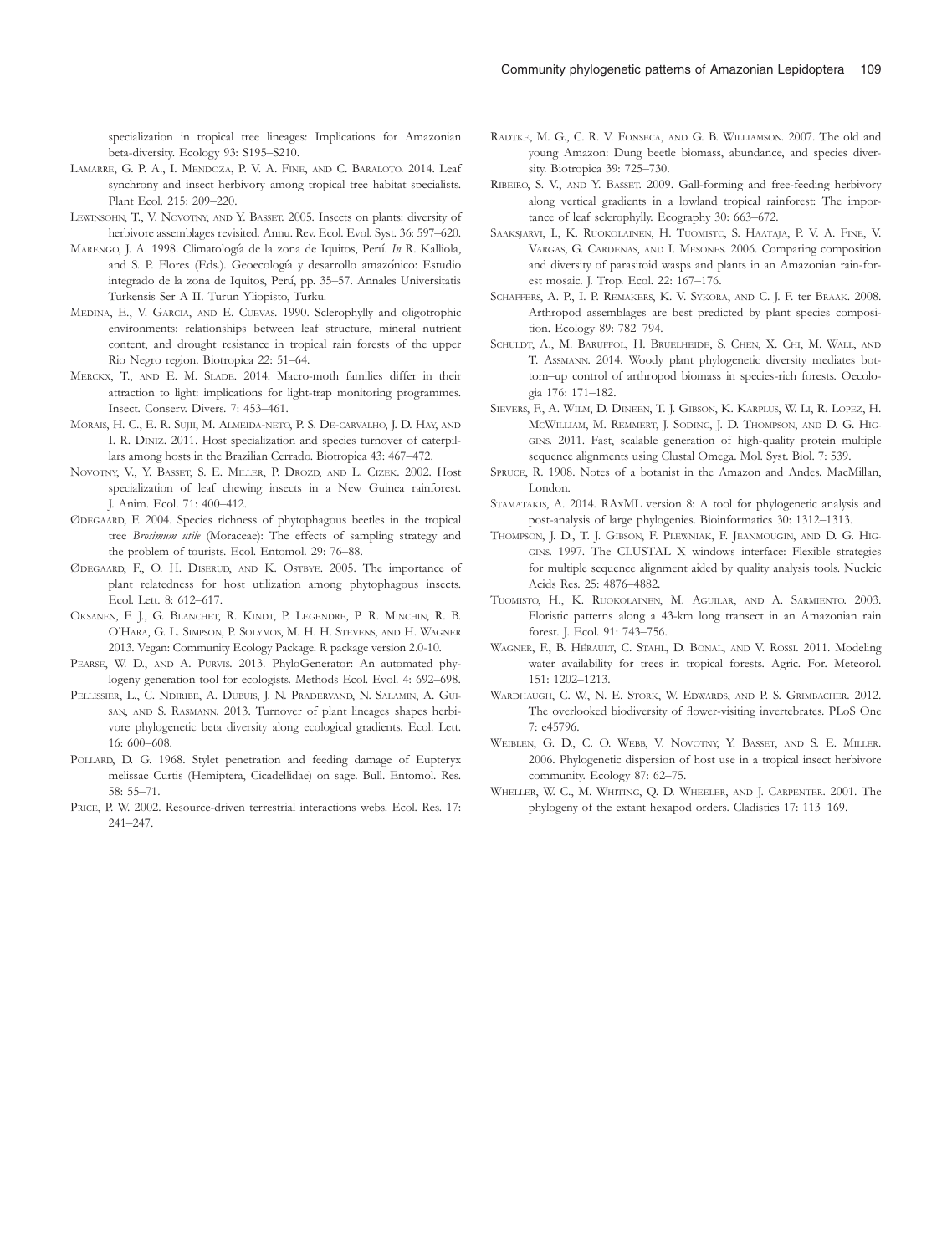specialization in tropical tree lineages: Implications for Amazonian beta-diversity. Ecology 93: S195–S210.

Lamarre, G. P. A., I. Mendoza, P. V. A. Fine, and C. Baraloto. 2014. Leaf synchrony and insect herbivory among tropical tree habitat specialists. Plant Ecol. 215: 209–220.

Lewinsohn, T., V. Novotny, and Y. Basset. 2005. Insects on plants: diversity of herbivore assemblages revisited. Annu. Rev. Ecol. Evol. Syst. 36: 597–620.

Marengo, J. A. 1998. Climatología de la zona de Iquitos, Perú. *In* R. Kalliola, and S. P. Flores (Eds.). Geoecología y desarrollo amazónico: Estudio integrado de la zona de Iquitos, Perú, pp. 35–57. Annales Universitatis Turkensis Ser A II. Turun Yliopisto, Turku.

Medina, E., V. Garcia, and E. Cuevas. 1990. Sclerophylly and oligotrophic environments: relationships between leaf structure, mineral nutrient content, and drought resistance in tropical rain forests of the upper Rio Negro region. Biotropica 22: 51–64.

Merckx, T., and E. M. Slade. 2014. Macro-moth families differ in their attraction to light: implications for light-trap monitoring programmes. Insect. Conserv. Divers. 7: 453–461.

Morais, H. C., E. R. Sujii, M. Almeida-neto, P. S. De-carvalho, J. D. Hay, and I. R. Diniz. 2011. Host specialization and species turnover of caterpillars among hosts in the Brazilian Cerrado. Biotropica 43: 467–472.

Novotny, V., Y. Basset, S. E. Miller, P. Drozd, and L. Cizek. 2002. Host specialization of leaf chewing insects in a New Guinea rainforest. J. Anim. Ecol. 71: 400–412.

Ødegaard, F. 2004. Species richness of phytophagous beetles in the tropical tree *Brosimum utile* (Moraceae): The effects of sampling strategy and the problem of tourists. Ecol. Entomol. 29: 76–88.

Ødegaard, F., O. H. Diserud, and K. Ostbye. 2005. The importance of plant relatedness for host utilization among phytophagous insects. Ecol. Lett. 8: 612–617.

Oksanen, F. J., G. Blanchet, R. Kindt, P. Legendre, P. R. Minchin, R. B. O'Hara, G. L. Simpson, P. Solymos, M. H. H. Stevens, and H. Wagner 2013. Vegan: Community Ecology Package. R package version 2.0-10.

Pearse, W. D., and A. Purvis. 2013. PhyloGenerator: An automated phylogeny generation tool for ecologists. Methods Ecol. Evol. 4: 692–698.

Pellissier, L., C. Ndiribe, A. Dubuis, J. N. Pradervand, N. Salamin, A. Guisan, and S. Rasmann. 2013. Turnover of plant lineages shapes herbivore phylogenetic beta diversity along ecological gradients. Ecol. Lett. 16: 600–608.

Pollard, D. G. 1968. Stylet penetration and feeding damage of Eupteryx melissae Curtis (Hemiptera, Cicadellidae) on sage. Bull. Entomol. Res. 58: 55–71.

Price, P. W. 2002. Resource-driven terrestrial interactions webs. Ecol. Res. 17: 241–247.

Radtke, M. G., C. R. V. Fonseca, and G. B. Williamson. 2007. The old and young Amazon: Dung beetle biomass, abundance, and species diversity. Biotropica 39: 725–730.

Ribeiro, S. V., and Y. Basset. 2009. Gall-forming and free-feeding herbivory along vertical gradients in a lowland tropical rainforest: The importance of leaf sclerophylly. Ecography 30: 663–672.

Saaksjarvi, I., K. Ruokolainen, H. Tuomisto, S. Haataja, P. V. A. Fine, V. Vargas, G. Cardenas, and I. Mesones. 2006. Comparing composition and diversity of parasitoid wasps and plants in an Amazonian rain-forest mosaic. J. Trop. Ecol. 22: 167–176.

Schaffers, A. P., I. P. Remakers, K. V. Sýkora, and C. J. F. ter Braak. 2008. Arthropod assemblages are best predicted by plant species composition. Ecology 89: 782–794.

Schuldt, A., M. Baruffol, H. Bruelheide, S. Chen, X. Chi, M. Wall, and T. Assmann. 2014. Woody plant phylogenetic diversity mediates bottom–up control of arthropod biomass in species-rich forests. Oecologia 176: 171–182.

Sievers, F., A. Wilm, D. Dineen, T. J. Gibson, K. Karplus, W. Li, R. Lopez, H. McWilliam, M. Remmert, J. Söding, J. D. Thompson, and D. G. Higgins. 2011. Fast, scalable generation of high-quality protein multiple sequence alignments using Clustal Omega. Mol. Syst. Biol. 7: 539.

Spruce, R. 1908. Notes of a botanist in the Amazon and Andes. MacMillan, London.

Stamatakis, A. 2014. RAxML version 8: A tool for phylogenetic analysis and post-analysis of large phylogenies. Bioinformatics 30: 1312–1313.

Thompson, J. D., T. J. Gibson, F. Plewniak, F. Jeanmougin, and D. G. Higgins. 1997. The CLUSTAL X windows interface: Flexible strategies for multiple sequence alignment aided by quality analysis tools. Nucleic Acids Res. 25: 4876–4882.

Tuomisto, H., K. Ruokolainen, M. Aguilar, and A. Sarmiento. 2003. Floristic patterns along a 43-km long transect in an Amazonian rain forest. J. Ecol. 91: 743–756.

Wagner, F., B. Hérault, C. Stahl, D. Bonal, and V. Rossi. 2011. Modeling water availability for trees in tropical forests. Agric. For. Meteorol. 151: 1202–1213.

Wardhaugh, C. W., N. E. Stork, W. Edwards, and P. S. Grimbacher. 2012. The overlooked biodiversity of flower-visiting invertebrates. PLoS One 7: e45796.

Weiblen, G. D., C. O. Webb, V. Novotny, Y. Basset, and S. E. Miller. 2006. Phylogenetic dispersion of host use in a tropical insect herbivore community. Ecology 87: 62–75.

Wheller, W. C., M. Whiting, Q. D. Wheeler, and J. Carpenter. 2001. The phylogeny of the extant hexapod orders. Cladistics 17: 113–169.